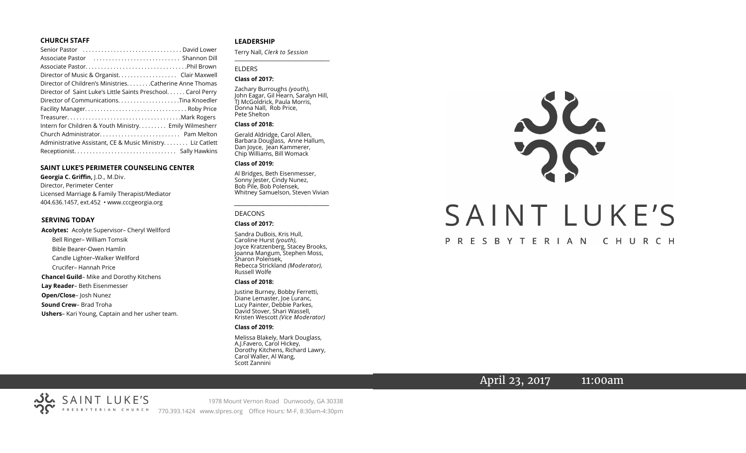## CHURCH STAFF

Senior Pastor . . . . . . . . . . . . . . . . . . . . . . . . . . . . . . . David Lower
Associate Pastor . . . . . . . . . . . . . . . . . . . . . . . . . . . Shannon Dill
Associate Pastor. . . . . . . . . . . . . . . . . . . . . . . . . . . . . . . .Phil Brown
Director of Music & Organist. . . . . . . . . . . . . . . . . . Clair Maxwell
Director of Children's Ministries. . . . . . . .Catherine Anne Thomas
Director of Saint Luke's Little Saints Preschool. . . . . . Carol Perry
Director of Communications. . . . . . . . . . . . . . . . . . . .Tina Knoedler
Facility Manager. . . . . . . . . . . . . . . . . . . . . . . . . . . . . . . . Roby Price
Treasurer. . . . . . . . . . . . . . . . . . . . . . . . . . . . . . . . . . . .Mark Rogers
Intern for Children & Youth Ministry. . . . . . . . . Emily Wilmesherr
Church Administrator. . . . . . . . . . . . . . . . . . . . . . . . . Pam Melton
Administrative Assistant, CE & Music Ministry. . . . . . . . Liz Catlett
Receptionist. . . . . . . . . . . . . . . . . . . . . . . . . . . . . . . . Sally Hawkins

## SAINT LUKE'S PERIMETER COUNSELING CENTER

**Georgia C. Griffin,** J.D., M.Div.
Director, Perimeter Center
Licensed Marriage & Family Therapist/Mediator
404.636.1457, ext.452 • www.cccgeorgia.org

## SERVING TODAY

**Acolytes:** Acolyte Supervisor– Cheryl Wellford
Bell Ringer– William Tomsik
Bible Bearer-Owen Hamlin
Candle Lighter–Walker Wellford
Crucifer– Hannah Price

**Chancel Guild**– Mike and Dorothy Kitchens
**Lay Reader**– Beth Eisenmesser
**Open/Close**– Josh Nunez
**Sound Crew**– Brad Troha
**Ushers**– Kari Young, Captain and her usher team.

## LEADERSHIP

Terry Nall, *Clerk to Session*

### ELDERS

**Class of 2017:**

Zachary Burroughs *(youth),* John Eagar, Gil Hearn, Saralyn Hill, TJ McGoldrick, Paula Morris, Donna Nall, Rob Price, Pete Shelton

**Class of 2018:**

Gerald Aldridge, Carol Allen, Barbara Douglass, Anne Hallum, Dan Joyce, Jean Kammerer, Chip Williams, Bill Womack

**Class of 2019:**

Al Bridges, Beth Eisenmesser, Sonny Jester, Cindy Nunez, Bob Pile, Bob Polensek, Whitney Samuelson, Steven Vivian

### DEACONS

**Class of 2017:**

Sandra DuBois, Kris Hull, Caroline Hurst *(youth),* Joyce Kratzenberg, Stacey Brooks, Joanna Mangum, Stephen Moss, Sharon Polensek, Rebecca Strickland *(Moderator),* Russell Wolfe

**Class of 2018:**

Justine Burney, Bobby Ferretti, Diane Lemaster, Joe Luranc, Lucy Painter, Debbie Parkes, David Stover, Shari Wassell, Kristen Wescott *(Vice Moderator)*

**Class of 2019:**

Melissa Blakely, Mark Douglass, A.J.Favero, Carol Hickey, Dorothy Kitchens, Richard Lawry, Carol Waller, Al Wang, Scott Zannini

# SAINT LUKE'S

PRESBYTERIAN CHURCH

April 23, 2017 11:00am

SAINT LUKE'S PRESBYTERIAN CHURCH

1978 Mount Vernon Road Dunwoody, GA 30338
770.393.1424 www.slpres.org Office Hours: M-F, 8:30am-4:30pm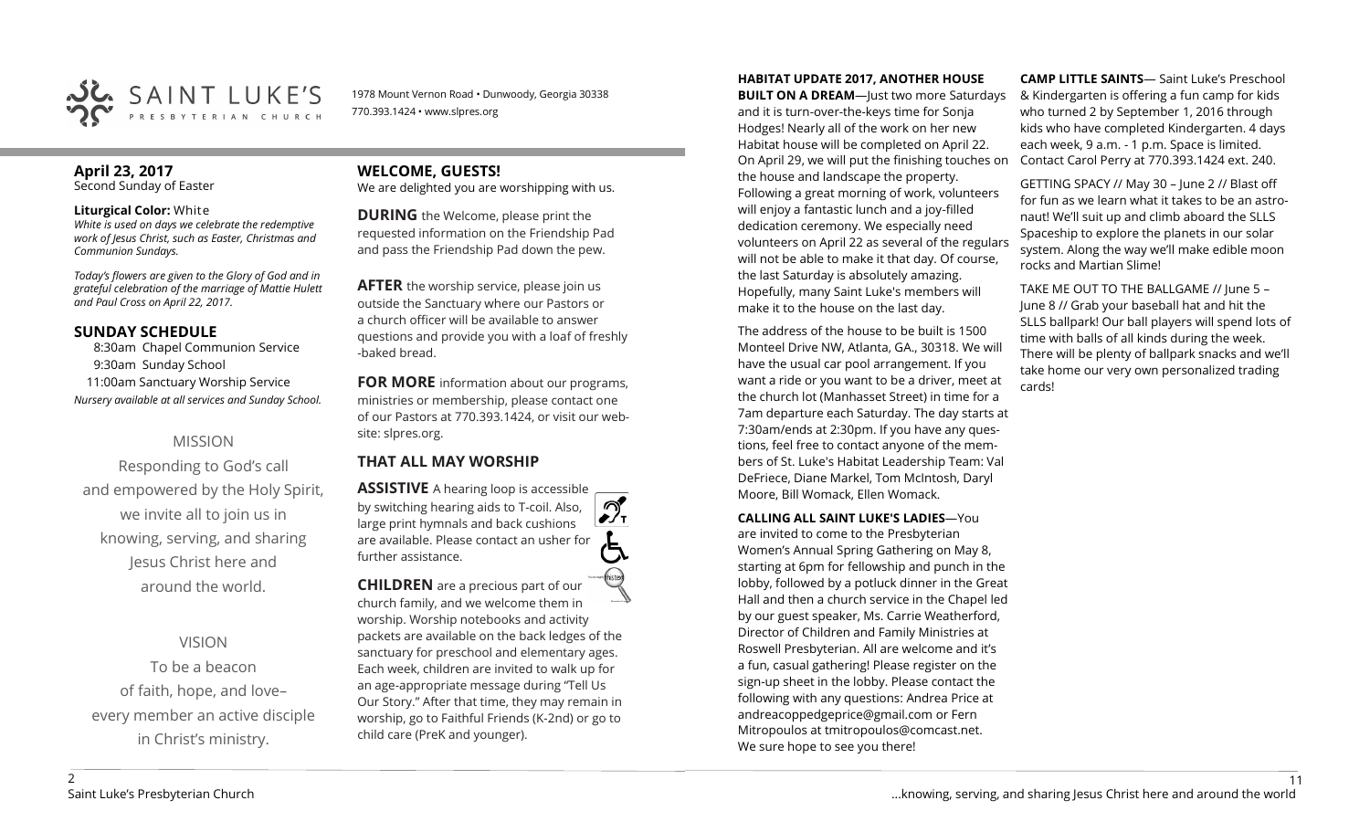SAINT LUKE'S PRESBYTERIAN CHURCH

1978 Mount Vernon Road • Dunwoody, Georgia 30338
770.393.1424 • www.slpres.org

## April 23, 2017
Second Sunday of Easter

**Liturgical Color:** White
*White is used on days we celebrate the redemptive work of Jesus Christ, such as Easter, Christmas and Communion Sundays.*

*Today's flowers are given to the Glory of God and in grateful celebration of the marriage of Mattie Hulett and Paul Cross on April 22, 2017.*

## SUNDAY SCHEDULE
8:30am Chapel Communion Service
9:30am Sunday School
11:00am Sanctuary Worship Service
*Nursery available at all services and Sunday School.*

## MISSION
Responding to God's call and empowered by the Holy Spirit, we invite all to join us in knowing, serving, and sharing Jesus Christ here and around the world.

## VISION
To be a beacon of faith, hope, and love– every member an active disciple in Christ's ministry.

## WELCOME, GUESTS!
We are delighted you are worshipping with us.

**DURING** the Welcome, please print the requested information on the Friendship Pad and pass the Friendship Pad down the pew.

**AFTER** the worship service, please join us outside the Sanctuary where our Pastors or a church officer will be available to answer questions and provide you with a loaf of freshly -baked bread.

**FOR MORE** information about our programs, ministries or membership, please contact one of our Pastors at 770.393.1424, or visit our website: slpres.org.

## THAT ALL MAY WORSHIP

**ASSISTIVE** A hearing loop is accessible by switching hearing aids to T-coil. Also, large print hymnals and back cushions are available. Please contact an usher for further assistance.

**CHILDREN** are a precious part of our church family, and we welcome them in worship. Worship notebooks and activity packets are available on the back ledges of the sanctuary for preschool and elementary ages. Each week, children are invited to walk up for an age-appropriate message during "Tell Us Our Story." After that time, they may remain in worship, go to Faithful Friends (K-2nd) or go to child care (PreK and younger).

**HABITAT UPDATE 2017, ANOTHER HOUSE BUILT ON A DREAM**—Just two more Saturdays and it is turn-over-the-keys time for Sonja Hodges! Nearly all of the work on her new Habitat house will be completed on April 22. On April 29, we will put the finishing touches on the house and landscape the property. Following a great morning of work, volunteers will enjoy a fantastic lunch and a joy-filled dedication ceremony. We especially need volunteers on April 22 as several of the regulars will not be able to make it that day. Of course, the last Saturday is absolutely amazing. Hopefully, many Saint Luke's members will make it to the house on the last day.

The address of the house to be built is 1500 Monteel Drive NW, Atlanta, GA., 30318. We will have the usual car pool arrangement. If you want a ride or you want to be a driver, meet at the church lot (Manhasset Street) in time for a 7am departure each Saturday. The day starts at 7:30am/ends at 2:30pm. If you have any questions, feel free to contact anyone of the members of St. Luke's Habitat Leadership Team: Val DeFriece, Diane Markel, Tom McIntosh, Daryl Moore, Bill Womack, Ellen Womack.

**CALLING ALL SAINT LUKE'S LADIES**—You are invited to come to the Presbyterian Women's Annual Spring Gathering on May 8, starting at 6pm for fellowship and punch in the lobby, followed by a potluck dinner in the Great Hall and then a church service in the Chapel led by our guest speaker, Ms. Carrie Weatherford, Director of Children and Family Ministries at Roswell Presbyterian. All are welcome and it's a fun, casual gathering! Please register on the sign-up sheet in the lobby. Please contact the following with any questions: Andrea Price at andreacoppedgeprice@gmail.com or Fern Mitropoulos at tmitropoulos@comcast.net. We sure hope to see you there!

**CAMP LITTLE SAINTS**— Saint Luke's Preschool & Kindergarten is offering a fun camp for kids who turned 2 by September 1, 2016 through kids who have completed Kindergarten. 4 days each week, 9 a.m. - 1 p.m. Space is limited. Contact Carol Perry at 770.393.1424 ext. 240.

GETTING SPACY // May 30 – June 2 // Blast off for fun as we learn what it takes to be an astronaut! We'll suit up and climb aboard the SLLS Spaceship to explore the planets in our solar system. Along the way we'll make edible moon rocks and Martian Slime!

TAKE ME OUT TO THE BALLGAME // June 5 – June 8 // Grab your baseball hat and hit the SLLS ballpark! Our ball players will spend lots of time with balls of all kinds during the week. There will be plenty of ballpark snacks and we'll take home our very own personalized trading cards!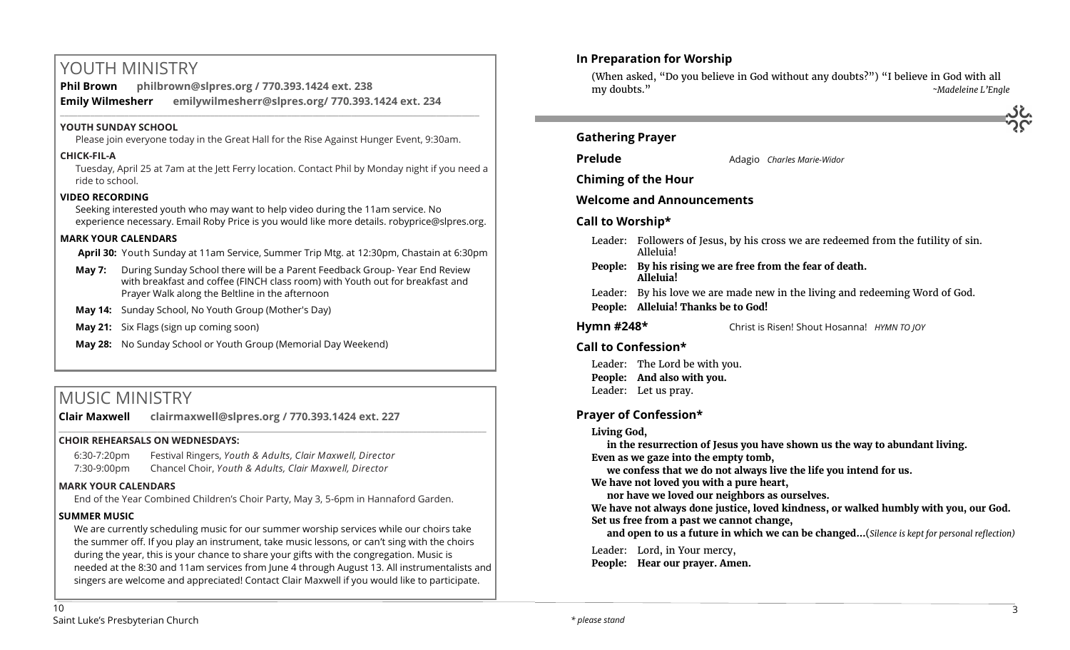# YOUTH MINISTRY

**Phil Brown** **philbrown@slpres.org / 770.393.1424 ext. 238**

**Emily Wilmesherr** **emilywilmesherr@slpres.org/ 770.393.1424 ext. 234**

**YOUTH SUNDAY SCHOOL**

Please join everyone today in the Great Hall for the Rise Against Hunger Event, 9:30am.

**CHICK-FIL-A**

Tuesday, April 25 at 7am at the Jett Ferry location. Contact Phil by Monday night if you need a ride to school.

**VIDEO RECORDING**

Seeking interested youth who may want to help video during the 11am service. No experience necessary. Email Roby Price is you would like more details. robyprice@slpres.org.

**MARK YOUR CALENDARS**

- **April 30:** Youth Sunday at 11am Service, Summer Trip Mtg. at 12:30pm, Chastain at 6:30pm
- **May 7:** During Sunday School there will be a Parent Feedback Group- Year End Review with breakfast and coffee (FINCH class room) with Youth out for breakfast and Prayer Walk along the Beltline in the afternoon
- **May 14:** Sunday School, No Youth Group (Mother's Day)
- **May 21:** Six Flags (sign up coming soon)
- **May 28:** No Sunday School or Youth Group (Memorial Day Weekend)

# MUSIC MINISTRY

**Clair Maxwell** **clairmaxwell@slpres.org / 770.393.1424 ext. 227**

**CHOIR REHEARSALS ON WEDNESDAYS:**

6:30-7:20pm Festival Ringers, *Youth & Adults, Clair Maxwell, Director*
7:30-9:00pm Chancel Choir, *Youth & Adults, Clair Maxwell, Director*

**MARK YOUR CALENDARS**

End of the Year Combined Children's Choir Party, May 3, 5-6pm in Hannaford Garden.

**SUMMER MUSIC**

We are currently scheduling music for our summer worship services while our choirs take the summer off. If you play an instrument, take music lessons, or can't sing with the choirs during the year, this is your chance to share your gifts with the congregation. Music is needed at the 8:30 and 11am services from June 4 through August 13. All instrumentalists and singers are welcome and appreciated! Contact Clair Maxwell if you would like to participate.

### In Preparation for Worship

(When asked, "Do you believe in God without any doubts?") "I believe in God with all my doubts." *~Madeleine L'Engle*

### Gathering Prayer

**Prelude** Adagio *Charles Marie-Widor*

**Chiming of the Hour**

**Welcome and Announcements**

### Call to Worship*

Leader: Followers of Jesus, by his cross we are redeemed from the futility of sin. Alleluia!
**People: By his rising we are free from the fear of death. Alleluia!**
Leader: By his love we are made new in the living and redeeming Word of God.
**People: Alleluia! Thanks be to God!**

**Hymn #248*** Christ is Risen! Shout Hosanna! *HYMN TO JOY*

### Call to Confession*

Leader: The Lord be with you.
**People: And also with you.**
Leader: Let us pray.

### Prayer of Confession*

**Living God,**
**in the resurrection of Jesus you have shown us the way to abundant living.**
**Even as we gaze into the empty tomb,**
**we confess that we do not always live the life you intend for us.**
**We have not loved you with a pure heart,**
**nor have we loved our neighbors as ourselves.**
**We have not always done justice, loved kindness, or walked humbly with you, our God.**
**Set us free from a past we cannot change,**
**and open to us a future in which we can be changed…**(*Silence is kept for personal reflection)*

Leader: Lord, in Your mercy,
**People: Hear our prayer. Amen.**

*\* please stand*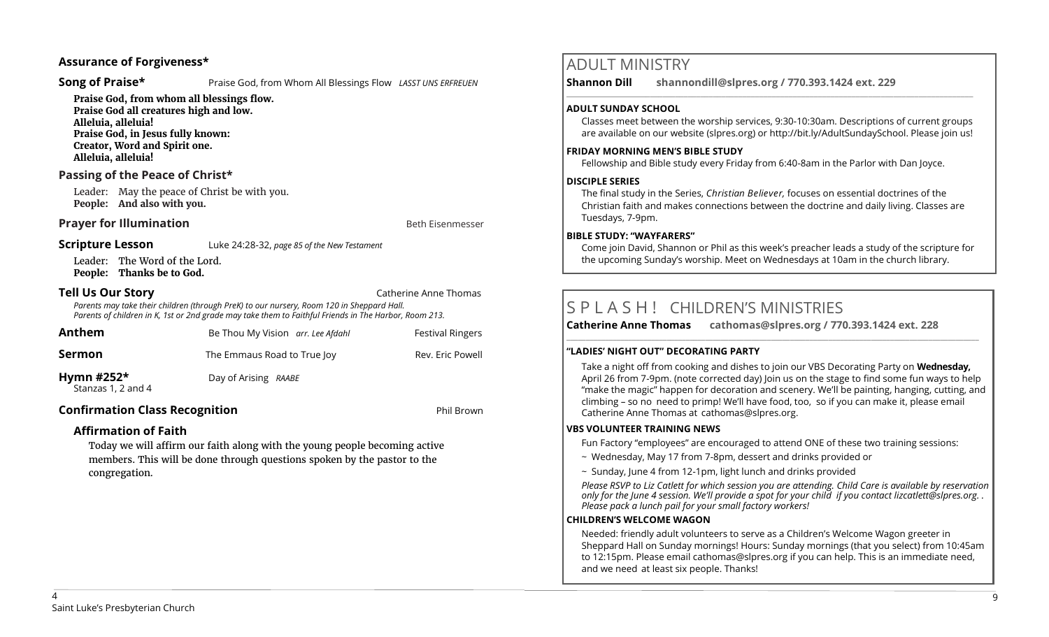## Assurance of Forgiveness*

**Song of Praise*** Praise God, from Whom All Blessings Flow *LASST UNS ERFREUEN*

**Praise God, from whom all blessings flow.**
**Praise God all creatures high and low.**
**Alleluia, alleluia!**
**Praise God, in Jesus fully known:**
**Creator, Word and Spirit one.**
**Alleluia, alleluia!**

## Passing of the Peace of Christ*

Leader: May the peace of Christ be with you.
**People: And also with you.**

**Prayer for Illumination** Beth Eisenmesser

**Scripture Lesson** Luke 24:28-32, *page 85 of the New Testament*

Leader: The Word of the Lord.
**People: Thanks be to God.**

**Tell Us Our Story** Catherine Anne Thomas

*Parents may take their children (through PreK) to our nursery, Room 120 in Sheppard Hall.*
*Parents of children in K, 1st or 2nd grade may take them to Faithful Friends in The Harbor, Room 213.*

**Anthem** Be Thou My Vision *arr. Lee Afdahl* Festival Ringers

**Sermon** The Emmaus Road to True Joy Rev. Eric Powell

**Hymn #252*** Day of Arising *RAABE*
Stanzas 1, 2 and 4

**Confirmation Class Recognition** Phil Brown

### Affirmation of Faith

Today we will affirm our faith along with the young people becoming active members. This will be done through questions spoken by the pastor to the congregation.

# ADULT MINISTRY

**Shannon Dill shannondill@slpres.org / 770.393.1424 ext. 229**

**ADULT SUNDAY SCHOOL**

Classes meet between the worship services, 9:30-10:30am. Descriptions of current groups are available on our website (slpres.org) or http://bit.ly/AdultSundaySchool. Please join us!

**FRIDAY MORNING MEN'S BIBLE STUDY**

Fellowship and Bible study every Friday from 6:40-8am in the Parlor with Dan Joyce.

**DISCIPLE SERIES**

The final study in the Series, *Christian Believer,* focuses on essential doctrines of the Christian faith and makes connections between the doctrine and daily living. Classes are Tuesdays, 7-9pm.

**BIBLE STUDY: "WAYFARERS"**

Come join David, Shannon or Phil as this week's preacher leads a study of the scripture for the upcoming Sunday's worship. Meet on Wednesdays at 10am in the church library.

# S P L A S H ! CHILDREN'S MINISTRIES

**Catherine Anne Thomas cathomas@slpres.org / 770.393.1424 ext. 228**

**"LADIES' NIGHT OUT" DECORATING PARTY**

Take a night off from cooking and dishes to join our VBS Decorating Party on **Wednesday,** April 26 from 7-9pm. (note corrected day) Join us on the stage to find some fun ways to help "make the magic" happen for decoration and scenery. We'll be painting, hanging, cutting, and climbing – so no need to primp! We'll have food, too, so if you can make it, please email Catherine Anne Thomas at cathomas@slpres.org.

**VBS VOLUNTEER TRAINING NEWS**

Fun Factory "employees" are encouraged to attend ONE of these two training sessions:

~ Wednesday, May 17 from 7-8pm, dessert and drinks provided or

~ Sunday, June 4 from 12-1pm, light lunch and drinks provided

*Please RSVP to Liz Catlett for which session you are attending. Child Care is available by reservation only for the June 4 session. We'll provide a spot for your child if you contact lizcatlett@slpres.org. . Please pack a lunch pail for your small factory workers!*

**CHILDREN'S WELCOME WAGON**

Needed: friendly adult volunteers to serve as a Children's Welcome Wagon greeter in Sheppard Hall on Sunday mornings! Hours: Sunday mornings (that you select) from 10:45am to 12:15pm. Please email cathomas@slpres.org if you can help. This is an immediate need, and we need at least six people. Thanks!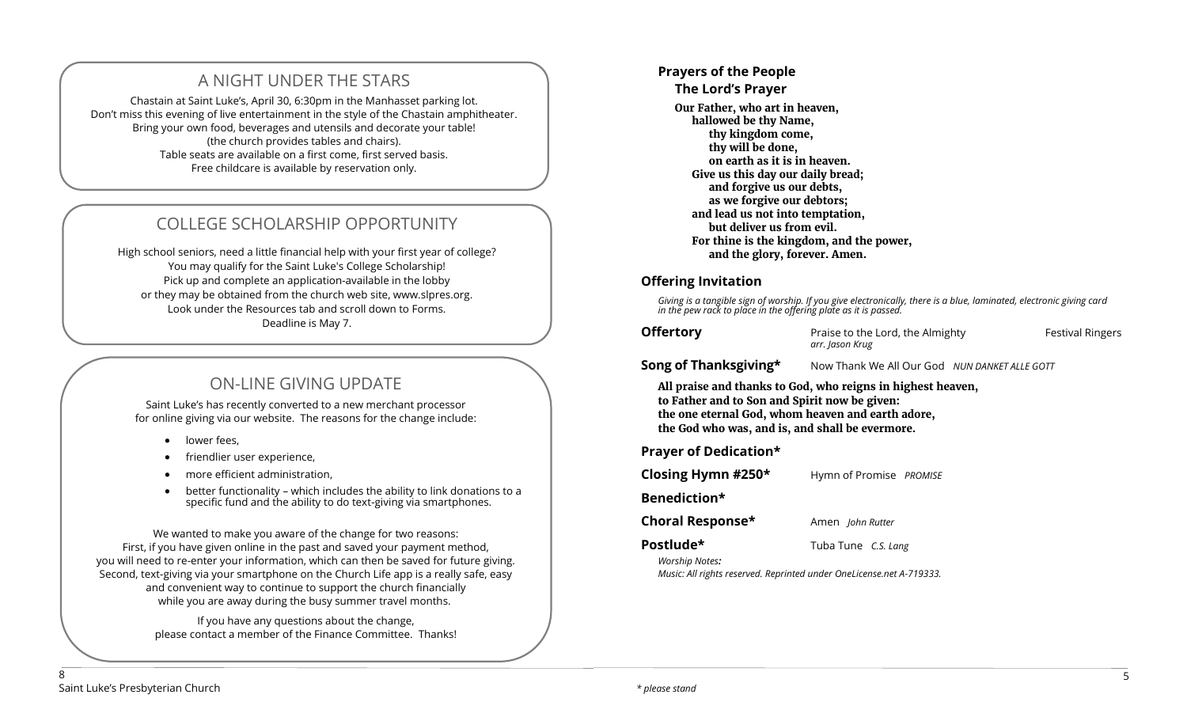## A NIGHT UNDER THE STARS

Chastain at Saint Luke's, April 30, 6:30pm in the Manhasset parking lot.
Don't miss this evening of live entertainment in the style of the Chastain amphitheater.
Bring your own food, beverages and utensils and decorate your table!
(the church provides tables and chairs).
Table seats are available on a first come, first served basis.
Free childcare is available by reservation only.

## COLLEGE SCHOLARSHIP OPPORTUNITY

High school seniors, need a little financial help with your first year of college?
You may qualify for the Saint Luke's College Scholarship!
Pick up and complete an application-available in the lobby
or they may be obtained from the church web site, www.slpres.org.
Look under the Resources tab and scroll down to Forms.
Deadline is May 7.

## ON-LINE GIVING UPDATE

Saint Luke's has recently converted to a new merchant processor
for online giving via our website. The reasons for the change include:

- lower fees,
- friendlier user experience,
- more efficient administration,
- better functionality – which includes the ability to link donations to a specific fund and the ability to do text-giving via smartphones.

We wanted to make you aware of the change for two reasons:
First, if you have given online in the past and saved your payment method,
you will need to re-enter your information, which can then be saved for future giving.
Second, text-giving via your smartphone on the Church Life app is a really safe, easy
and convenient way to continue to support the church financially
while you are away during the busy summer travel months.

If you have any questions about the change,
please contact a member of the Finance Committee. Thanks!

**Prayers of the People**

**The Lord's Prayer**

**Our Father, who art in heaven,**
**hallowed be thy Name,**
**thy kingdom come,**
**thy will be done,**
**on earth as it is in heaven.**
**Give us this day our daily bread;**
**and forgive us our debts,**
**as we forgive our debtors;**
**and lead us not into temptation,**
**but deliver us from evil.**
**For thine is the kingdom, and the power,**
**and the glory, forever. Amen.**

**Offering Invitation**

*Giving is a tangible sign of worship. If you give electronically, there is a blue, laminated, electronic giving card in the pew rack to place in the offering plate as it is passed.*

**Offertory** Praise to the Lord, the Almighty *arr. Jason Krug* Festival Ringers

**Song of Thanksgiving\*** Now Thank We All Our God *NUN DANKET ALLE GOTT*

**All praise and thanks to God, who reigns in highest heaven,**
**to Father and to Son and Spirit now be given:**
**the one eternal God, whom heaven and earth adore,**
**the God who was, and is, and shall be evermore.**

**Prayer of Dedication\***

**Closing Hymn #250\*** Hymn of Promise *PROMISE*

**Benediction\***

**Choral Response\*** Amen *John Rutter*

**Postlude\*** Tuba Tune *C.S. Lang*

*Worship Notes:*
*Music: All rights reserved. Reprinted under OneLicense.net A-719333.*

Saint Luke's Presbyterian Church

*\* please stand*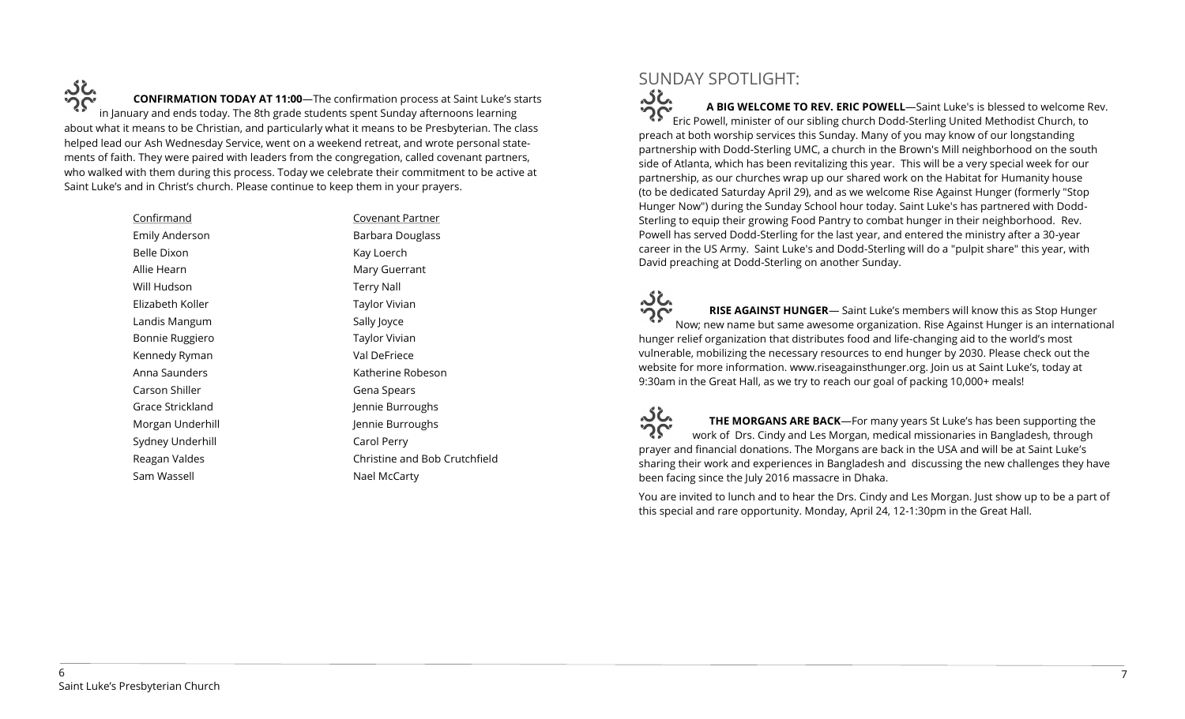**CONFIRMATION TODAY AT 11:00**—The confirmation process at Saint Luke's starts in January and ends today. The 8th grade students spent Sunday afternoons learning about what it means to be Christian, and particularly what it means to be Presbyterian. The class helped lead our Ash Wednesday Service, went on a weekend retreat, and wrote personal statements of faith. They were paired with leaders from the congregation, called covenant partners, who walked with them during this process. Today we celebrate their commitment to be active at Saint Luke's and in Christ's church. Please continue to keep them in your prayers.

| Confirmand | Covenant Partner |
|---|---|
| Emily Anderson | Barbara Douglass |
| Belle Dixon | Kay Loerch |
| Allie Hearn | Mary Guerrant |
| Will Hudson | Terry Nall |
| Elizabeth Koller | Taylor Vivian |
| Landis Mangum | Sally Joyce |
| Bonnie Ruggiero | Taylor Vivian |
| Kennedy Ryman | Val DeFriece |
| Anna Saunders | Katherine Robeson |
| Carson Shiller | Gena Spears |
| Grace Strickland | Jennie Burroughs |
| Morgan Underhill | Jennie Burroughs |
| Sydney Underhill | Carol Perry |
| Reagan Valdes | Christine and Bob Crutchfield |
| Sam Wassell | Nael McCarty |

## SUNDAY SPOTLIGHT:

**A BIG WELCOME TO REV. ERIC POWELL**—Saint Luke's is blessed to welcome Rev. Eric Powell, minister of our sibling church Dodd-Sterling United Methodist Church, to preach at both worship services this Sunday. Many of you may know of our longstanding partnership with Dodd-Sterling UMC, a church in the Brown's Mill neighborhood on the south side of Atlanta, which has been revitalizing this year. This will be a very special week for our partnership, as our churches wrap up our shared work on the Habitat for Humanity house (to be dedicated Saturday April 29), and as we welcome Rise Against Hunger (formerly "Stop Hunger Now") during the Sunday School hour today. Saint Luke's has partnered with Dodd-Sterling to equip their growing Food Pantry to combat hunger in their neighborhood. Rev. Powell has served Dodd-Sterling for the last year, and entered the ministry after a 30-year career in the US Army. Saint Luke's and Dodd-Sterling will do a "pulpit share" this year, with David preaching at Dodd-Sterling on another Sunday.

**RISE AGAINST HUNGER**— Saint Luke's members will know this as Stop Hunger Now; new name but same awesome organization. Rise Against Hunger is an international hunger relief organization that distributes food and life-changing aid to the world's most vulnerable, mobilizing the necessary resources to end hunger by 2030. Please check out the website for more information. www.riseagainsthunger.org. Join us at Saint Luke's, today at 9:30am in the Great Hall, as we try to reach our goal of packing 10,000+ meals!

**THE MORGANS ARE BACK**—For many years St Luke's has been supporting the work of Drs. Cindy and Les Morgan, medical missionaries in Bangladesh, through prayer and financial donations. The Morgans are back in the USA and will be at Saint Luke's sharing their work and experiences in Bangladesh and discussing the new challenges they have been facing since the July 2016 massacre in Dhaka.

You are invited to lunch and to hear the Drs. Cindy and Les Morgan. Just show up to be a part of this special and rare opportunity. Monday, April 24, 12-1:30pm in the Great Hall.